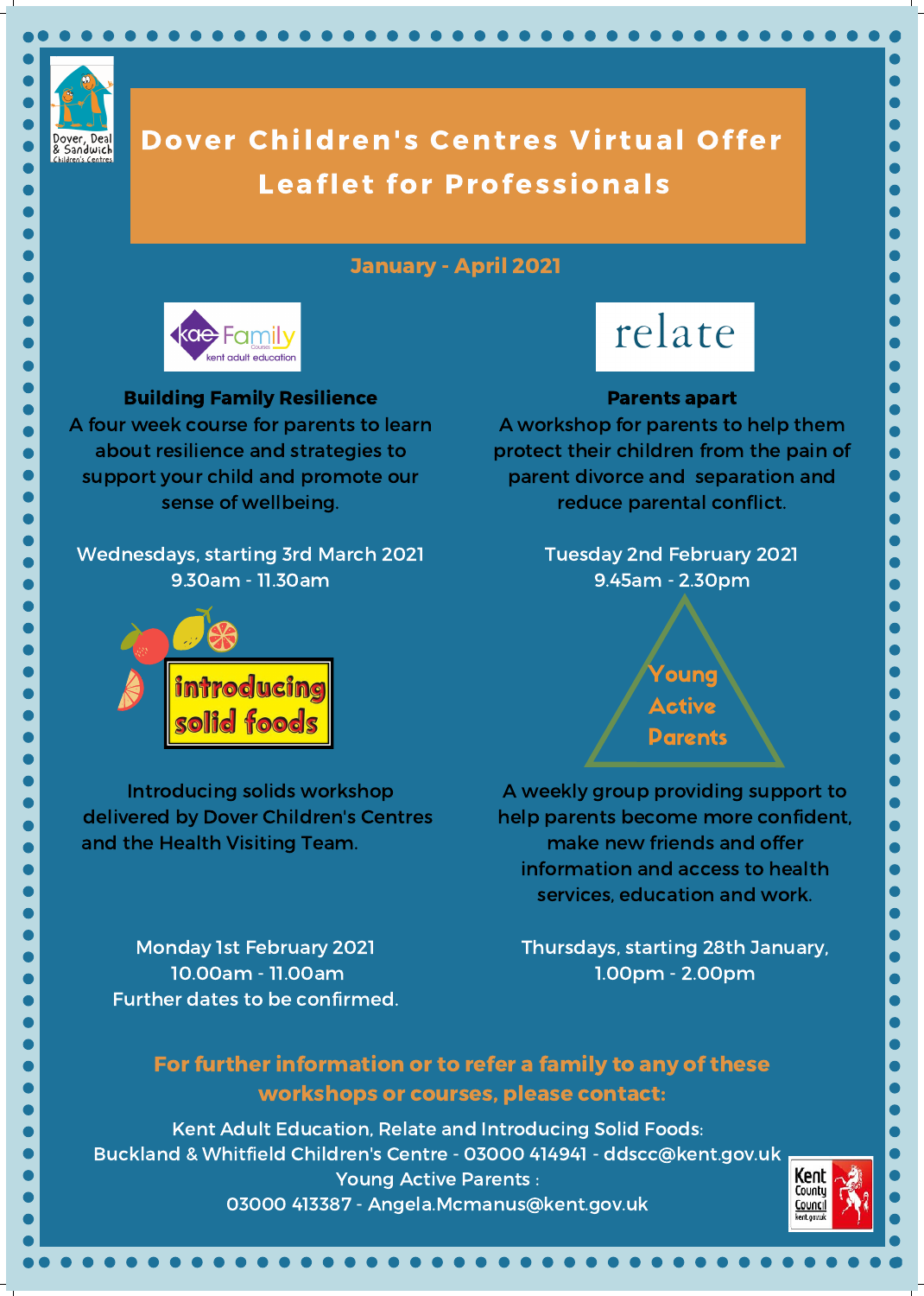# Dover Children's Centres Virtual Offer Leaflet for Professionals

**January - April 2021**

### Building Family Resilience

A four week course for parents to learn about resilience and strategies to support your child and promote our sense of wellbeing.

Wednesdays, starting 3rd March 2021
9.30am - 11.30am

### Parents apart

A workshop for parents to help them protect their children from the pain of parent divorce and separation and reduce parental conflict.

Tuesday 2nd February 2021
9.45am - 2.30pm

### introducing solid foods

Introducing solids workshop delivered by Dover Children's Centres and the Health Visiting Team.

Monday 1st February 2021
10.00am - 11.00am
Further dates to be confirmed.

### Young Active Parents

A weekly group providing support to help parents become more confident, make new friends and offer information and access to health services, education and work.

Thursdays, starting 28th January,
1.00pm - 2.00pm

**For further information or to refer a family to any of these workshops or courses, please contact:**

Kent Adult Education, Relate and Introducing Solid Foods:
Buckland & Whitfield Children's Centre - 03000 414941 - ddscc@kent.gov.uk
Young Active Parents :
03000 413387 - Angela.Mcmanus@kent.gov.uk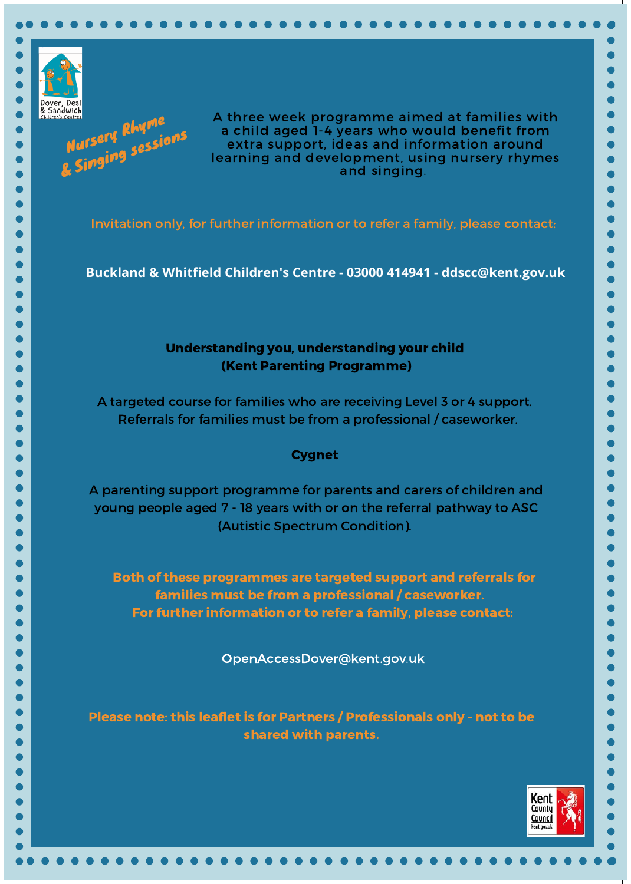Dover, Deal & Sandwich Children's Centres

## Nursery Rhyme & Singing sessions

A three week programme aimed at families with a child aged 1-4 years who would benefit from extra support, ideas and information around learning and development, using nursery rhymes and singing.

Invitation only, for further information or to refer a family, please contact:

**Buckland & Whitfield Children's Centre - 03000 414941 - ddscc@kent.gov.uk**

**Understanding you, understanding your child (Kent Parenting Programme)**

A targeted course for families who are receiving Level 3 or 4 support. Referrals for families must be from a professional / caseworker.

**Cygnet**

A parenting support programme for parents and carers of children and young people aged 7 - 18 years with or on the referral pathway to ASC (Autistic Spectrum Condition).

**Both of these programmes are targeted support and referrals for families must be from a professional / caseworker. For further information or to refer a family, please contact:**

OpenAccessDover@kent.gov.uk

**Please note: this leaflet is for Partners / Professionals only - not to be shared with parents.**

Kent County Council kent.gov.uk